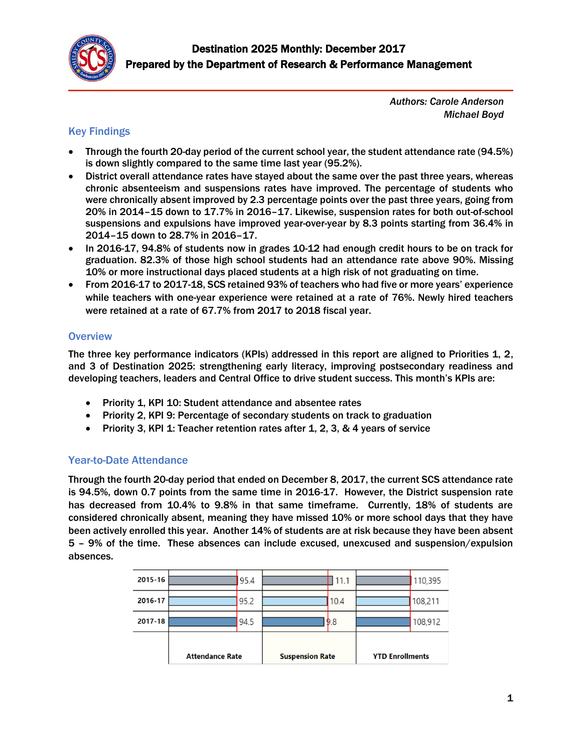# Destination 2025 Monthly: December 2017
## Prepared by the Department of Research & Performance Management

*Authors: Carole Anderson*
*Michael Boyd*

## Key Findings

- Through the fourth 20-day period of the current school year, the student attendance rate (94.5%) is down slightly compared to the same time last year (95.2%).
- District overall attendance rates have stayed about the same over the past three years, whereas chronic absenteeism and suspensions rates have improved. The percentage of students who were chronically absent improved by 2.3 percentage points over the past three years, going from 20% in 2014–15 down to 17.7% in 2016–17. Likewise, suspension rates for both out-of-school suspensions and expulsions have improved year-over-year by 8.3 points starting from 36.4% in 2014–15 down to 28.7% in 2016–17.
- In 2016-17, 94.8% of students now in grades 10-12 had enough credit hours to be on track for graduation. 82.3% of those high school students had an attendance rate above 90%. Missing 10% or more instructional days placed students at a high risk of not graduating on time.
- From 2016-17 to 2017-18, SCS retained 93% of teachers who had five or more years' experience while teachers with one-year experience were retained at a rate of 76%. Newly hired teachers were retained at a rate of 67.7% from 2017 to 2018 fiscal year.

## Overview

The three key performance indicators (KPIs) addressed in this report are aligned to Priorities 1, 2, and 3 of Destination 2025: strengthening early literacy, improving postsecondary readiness and developing teachers, leaders and Central Office to drive student success. This month's KPIs are:

- Priority 1, KPI 10: Student attendance and absentee rates
- Priority 2, KPI 9: Percentage of secondary students on track to graduation
- Priority 3, KPI 1: Teacher retention rates after 1, 2, 3, & 4 years of service

## Year-to-Date Attendance

Through the fourth 20-day period that ended on December 8, 2017, the current SCS attendance rate is 94.5%, down 0.7 points from the same time in 2016-17. However, the District suspension rate has decreased from 10.4% to 9.8% in that same timeframe. Currently, 18% of students are considered chronically absent, meaning they have missed 10% or more school days that they have been actively enrolled this year. Another 14% of students are at risk because they have been absent 5 – 9% of the time. These absences can include excused, unexcused and suspension/expulsion absences.

| | Attendance Rate | Suspension Rate | YTD Enrollments |
|---|---|---|---|
| 2015-16 | 95.4 | 11.1 | 110,395 |
| 2016-17 | 95.2 | 10.4 | 108,211 |
| 2017-18 | 94.5 | 9.8 | 108,912 |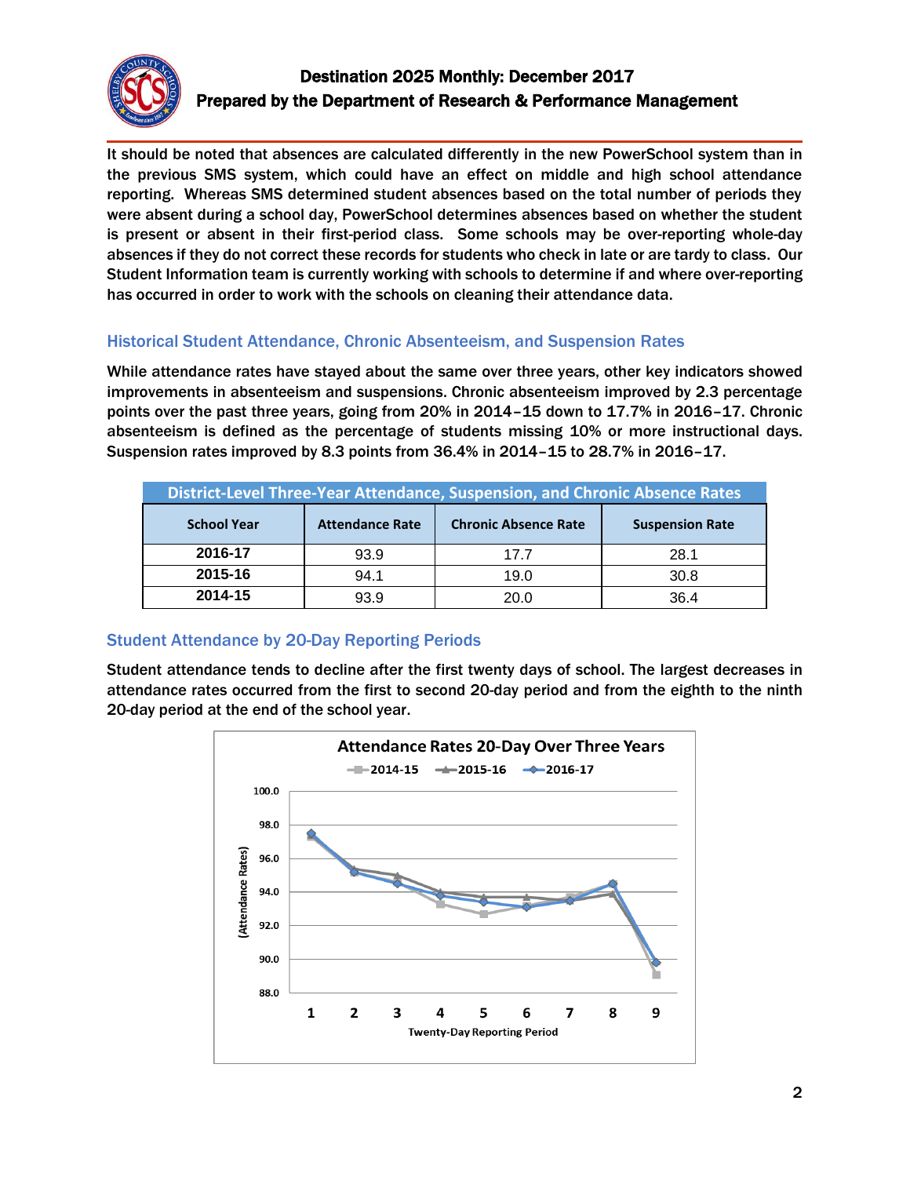# Destination 2025 Monthly: December 2017

**Prepared by the Department of Research & Performance Management**

It should be noted that absences are calculated differently in the new PowerSchool system than in the previous SMS system, which could have an effect on middle and high school attendance reporting. Whereas SMS determined student absences based on the total number of periods they were absent during a school day, PowerSchool determines absences based on whether the student is present or absent in their first-period class. Some schools may be over-reporting whole-day absences if they do not correct these records for students who check in late or are tardy to class. Our Student Information team is currently working with schools to determine if and where over-reporting has occurred in order to work with the schools on cleaning their attendance data.

## Historical Student Attendance, Chronic Absenteeism, and Suspension Rates

While attendance rates have stayed about the same over three years, other key indicators showed improvements in absenteeism and suspensions. Chronic absenteeism improved by 2.3 percentage points over the past three years, going from 20% in 2014–15 down to 17.7% in 2016–17. Chronic absenteeism is defined as the percentage of students missing 10% or more instructional days. Suspension rates improved by 8.3 points from 36.4% in 2014–15 to 28.7% in 2016–17.

**District-Level Three-Year Attendance, Suspension, and Chronic Absence Rates**

| School Year | Attendance Rate | Chronic Absence Rate | Suspension Rate |
|---|---|---|---|
| **2016-17** | 93.9 | 17.7 | 28.1 |
| **2015-16** | 94.1 | 19.0 | 30.8 |
| **2014-15** | 93.9 | 20.0 | 36.4 |

## Student Attendance by 20-Day Reporting Periods

Student attendance tends to decline after the first twenty days of school. The largest decreases in attendance rates occurred from the first to second 20-day period and from the eighth to the ninth 20-day period at the end of the school year.

**Attendance Rates 20-Day Over Three Years**

Legend: 2014-15, 2015-16, 2016-17

Y-axis: (Attendance Rates) — 88.0, 90.0, 92.0, 94.0, 96.0, 98.0, 100.0

X-axis: Twenty-Day Reporting Period — 1, 2, 3, 4, 5, 6, 7, 8, 9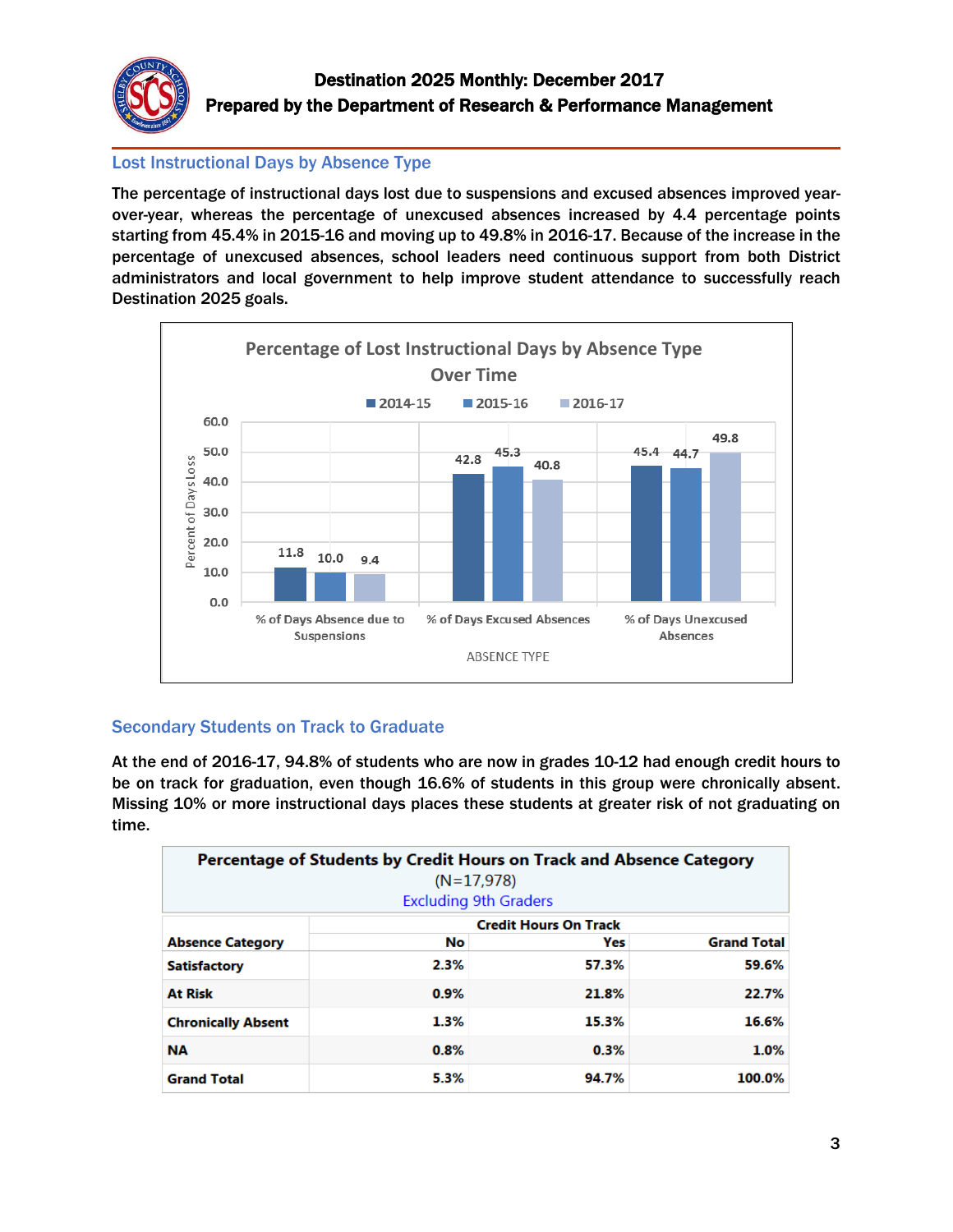Destination 2025 Monthly: December 2017
Prepared by the Department of Research & Performance Management

## Lost Instructional Days by Absence Type

**The percentage of instructional days lost due to suspensions and excused absences improved year-over-year, whereas the percentage of unexcused absences increased by 4.4 percentage points starting from 45.4% in 2015-16 and moving up to 49.8% in 2016-17. Because of the increase in the percentage of unexcused absences, school leaders need continuous support from both District administrators and local government to help improve student attendance to successfully reach Destination 2025 goals.**

**Percentage of Lost Instructional Days by Absence Type Over Time**

| Absence Type | 2014-15 | 2015-16 | 2016-17 |
|---|---|---|---|
| % of Days Absence due to Suspensions | 11.8 | 10.0 | 9.4 |
| % of Days Excused Absences | 42.8 | 45.3 | 40.8 |
| % of Days Unexcused Absences | 45.4 | 44.7 | 49.8 |

## Secondary Students on Track to Graduate

**At the end of 2016-17, 94.8% of students who are now in grades 10-12 had enough credit hours to be on track for graduation, even though 16.6% of students in this group were chronically absent. Missing 10% or more instructional days places these students at greater risk of not graduating on time.**

**Percentage of Students by Credit Hours on Track and Absence Category**
(N=17,978)
Excluding 9th Graders

| | Credit Hours On Track | | |
|---|---|---|---|
| **Absence Category** | **No** | **Yes** | **Grand Total** |
| **Satisfactory** | 2.3% | 57.3% | 59.6% |
| **At Risk** | 0.9% | 21.8% | 22.7% |
| **Chronically Absent** | 1.3% | 15.3% | 16.6% |
| **NA** | 0.8% | 0.3% | 1.0% |
| **Grand Total** | 5.3% | 94.7% | 100.0% |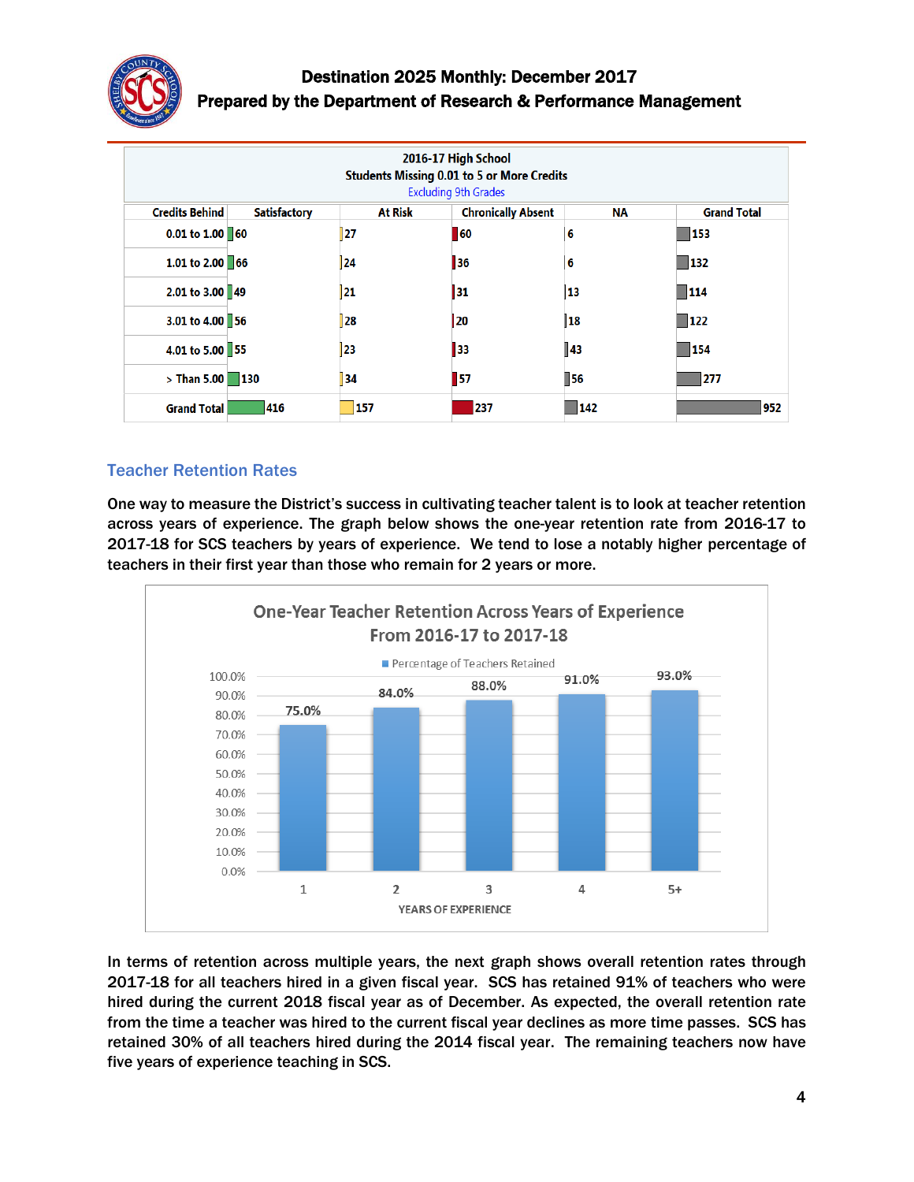| 2016-17 High School Students Missing 0.01 to 5 or More Credits Excluding 9th Grades | | | | | |
|---|---|---|---|---|---|
| Credits Behind | Satisfactory | At Risk | Chronically Absent | NA | Grand Total |
| 0.01 to 1.00 | 60 | 27 | 60 | 6 | 153 |
| 1.01 to 2.00 | 66 | 24 | 36 | 6 | 132 |
| 2.01 to 3.00 | 49 | 21 | 31 | 13 | 114 |
| 3.01 to 4.00 | 56 | 28 | 20 | 18 | 122 |
| 4.01 to 5.00 | 55 | 23 | 33 | 43 | 154 |
| > Than 5.00 | 130 | 34 | 57 | 56 | 277 |
| Grand Total | 416 | 157 | 237 | 142 | 952 |

## Teacher Retention Rates

One way to measure the District's success in cultivating teacher talent is to look at teacher retention across years of experience. The graph below shows the one-year retention rate from 2016-17 to 2017-18 for SCS teachers by years of experience. We tend to lose a notably higher percentage of teachers in their first year than those who remain for 2 years or more.

**One-Year Teacher Retention Across Years of Experience From 2016-17 to 2017-18**

| Years of Experience | Percentage of Teachers Retained |
|---|---|
| 1 | 75.0% |
| 2 | 84.0% |
| 3 | 88.0% |
| 4 | 91.0% |
| 5+ | 93.0% |

In terms of retention across multiple years, the next graph shows overall retention rates through 2017-18 for all teachers hired in a given fiscal year. SCS has retained 91% of teachers who were hired during the current 2018 fiscal year as of December. As expected, the overall retention rate from the time a teacher was hired to the current fiscal year declines as more time passes. SCS has retained 30% of all teachers hired during the 2014 fiscal year. The remaining teachers now have five years of experience teaching in SCS.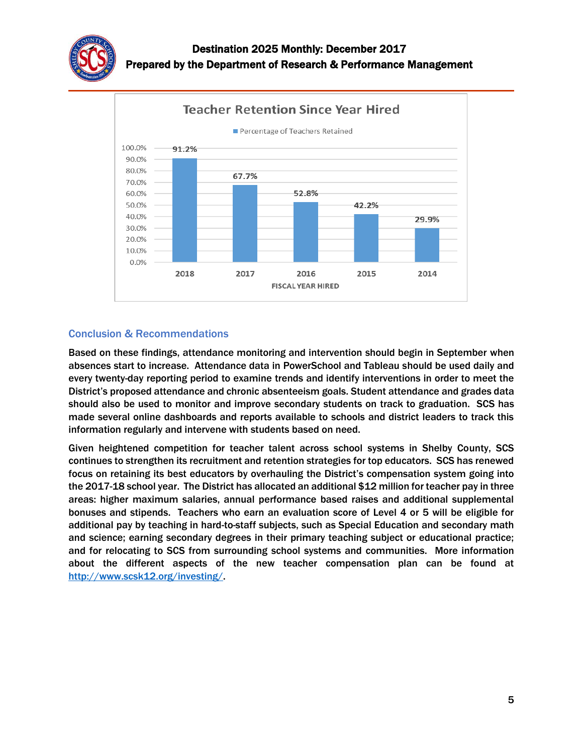Teacher Retention Since Year Hired

Percentage of Teachers Retained

100.0%
90.0%
80.0%
70.0%
60.0%
50.0%
40.0%
30.0%
20.0%
10.0%
0.0%

91.2%
67.7%
52.8%
42.2%
29.9%

2018
2017
2016
2015
2014

FISCAL YEAR HIRED

## Conclusion & Recommendations

Based on these findings, attendance monitoring and intervention should begin in September when absences start to increase. Attendance data in PowerSchool and Tableau should be used daily and every twenty-day reporting period to examine trends and identify interventions in order to meet the District's proposed attendance and chronic absenteeism goals. Student attendance and grades data should also be used to monitor and improve secondary students on track to graduation. SCS has made several online dashboards and reports available to schools and district leaders to track this information regularly and intervene with students based on need.

Given heightened competition for teacher talent across school systems in Shelby County, SCS continues to strengthen its recruitment and retention strategies for top educators. SCS has renewed focus on retaining its best educators by overhauling the District's compensation system going into the 2017-18 school year. The District has allocated an additional $12 million for teacher pay in three areas: higher maximum salaries, annual performance based raises and additional supplemental bonuses and stipends. Teachers who earn an evaluation score of Level 4 or 5 will be eligible for additional pay by teaching in hard-to-staff subjects, such as Special Education and secondary math and science; earning secondary degrees in their primary teaching subject or educational practice; and for relocating to SCS from surrounding school systems and communities. More information about the different aspects of the new teacher compensation plan can be found at [http://www.scsk12.org/investing/](http://www.scsk12.org/investing/).